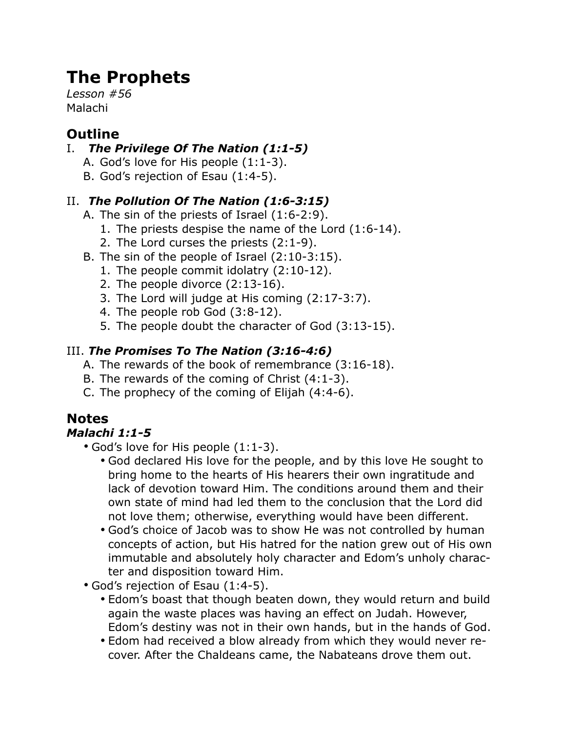# The Prophets

*Lesson #56*
Malachi

## Outline

I. ***The Privilege Of The Nation (1:1-5)***
   - A. God's love for His people (1:1-3).
   - B. God's rejection of Esau (1:4-5).

II. ***The Pollution Of The Nation (1:6-3:15)***
   - A. The sin of the priests of Israel (1:6-2:9).
     1. The priests despise the name of the Lord (1:6-14).
     2. The Lord curses the priests (2:1-9).
   - B. The sin of the people of Israel (2:10-3:15).
     1. The people commit idolatry (2:10-12).
     2. The people divorce (2:13-16).
     3. The Lord will judge at His coming (2:17-3:7).
     4. The people rob God (3:8-12).
     5. The people doubt the character of God (3:13-15).

III. ***The Promises To The Nation (3:16-4:6)***
   - A. The rewards of the book of remembrance (3:16-18).
   - B. The rewards of the coming of Christ (4:1-3).
   - C. The prophecy of the coming of Elijah (4:4-6).

## Notes

### *Malachi 1:1-5*

- God's love for His people (1:1-3).
  - God declared His love for the people, and by this love He sought to bring home to the hearts of His hearers their own ingratitude and lack of devotion toward Him. The conditions around them and their own state of mind had led them to the conclusion that the Lord did not love them; otherwise, everything would have been different.
  - God's choice of Jacob was to show He was not controlled by human concepts of action, but His hatred for the nation grew out of His own immutable and absolutely holy character and Edom's unholy character and disposition toward Him.
- God's rejection of Esau (1:4-5).
  - Edom's boast that though beaten down, they would return and build again the waste places was having an effect on Judah. However, Edom's destiny was not in their own hands, but in the hands of God.
  - Edom had received a blow already from which they would never recover. After the Chaldeans came, the Nabateans drove them out.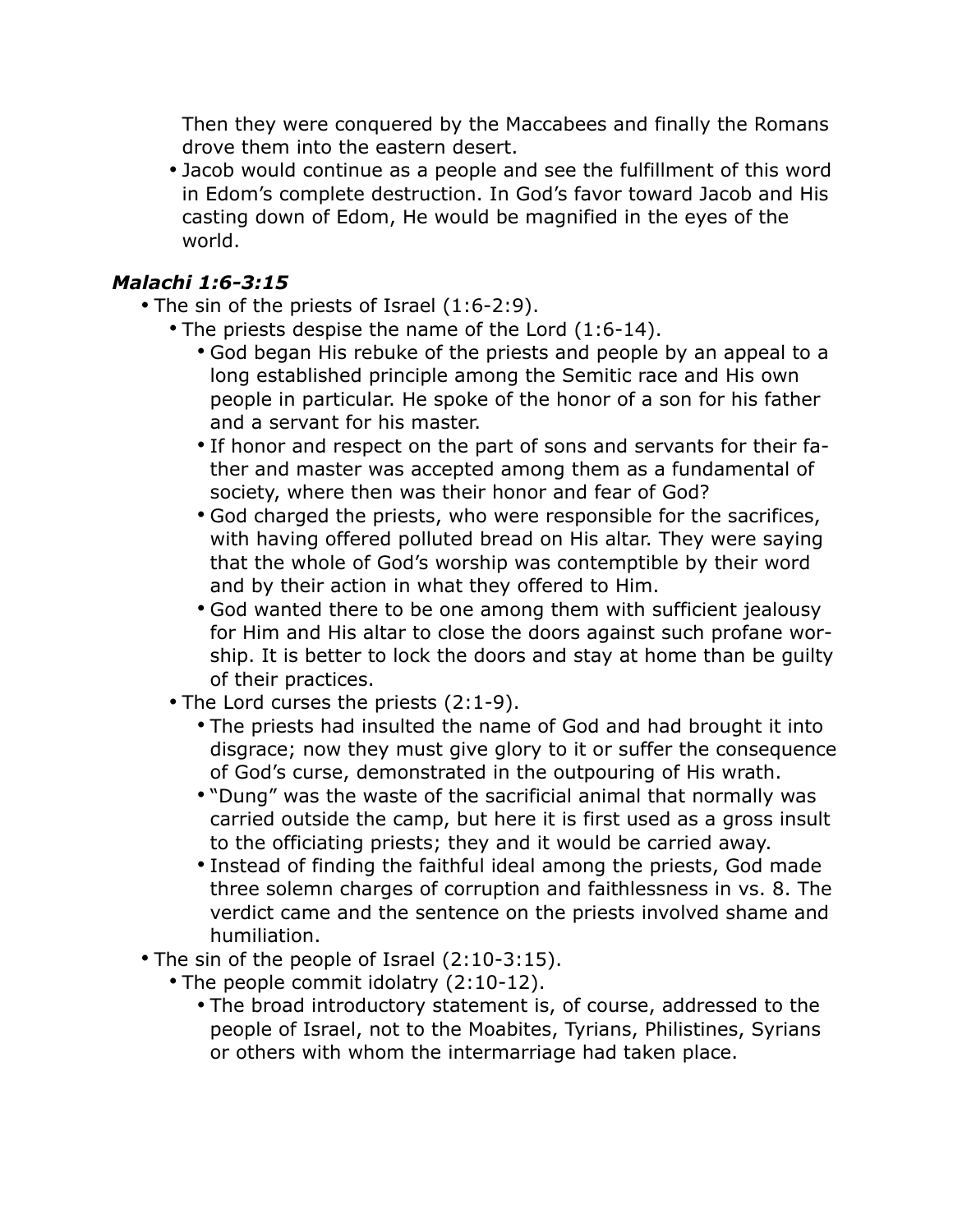Then they were conquered by the Maccabees and finally the Romans drove them into the eastern desert.
- Jacob would continue as a people and see the fulfillment of this word in Edom's complete destruction. In God's favor toward Jacob and His casting down of Edom, He would be magnified in the eyes of the world.

### *Malachi 1:6-3:15*

- The sin of the priests of Israel (1:6-2:9).
  - The priests despise the name of the Lord (1:6-14).
    - God began His rebuke of the priests and people by an appeal to a long established principle among the Semitic race and His own people in particular. He spoke of the honor of a son for his father and a servant for his master.
    - If honor and respect on the part of sons and servants for their father and master was accepted among them as a fundamental of society, where then was their honor and fear of God?
    - God charged the priests, who were responsible for the sacrifices, with having offered polluted bread on His altar. They were saying that the whole of God's worship was contemptible by their word and by their action in what they offered to Him.
    - God wanted there to be one among them with sufficient jealousy for Him and His altar to close the doors against such profane worship. It is better to lock the doors and stay at home than be guilty of their practices.
  - The Lord curses the priests (2:1-9).
    - The priests had insulted the name of God and had brought it into disgrace; now they must give glory to it or suffer the consequence of God's curse, demonstrated in the outpouring of His wrath.
    - "Dung" was the waste of the sacrificial animal that normally was carried outside the camp, but here it is first used as a gross insult to the officiating priests; they and it would be carried away.
    - Instead of finding the faithful ideal among the priests, God made three solemn charges of corruption and faithlessness in vs. 8. The verdict came and the sentence on the priests involved shame and humiliation.
- The sin of the people of Israel (2:10-3:15).
  - The people commit idolatry (2:10-12).
    - The broad introductory statement is, of course, addressed to the people of Israel, not to the Moabites, Tyrians, Philistines, Syrians or others with whom the intermarriage had taken place.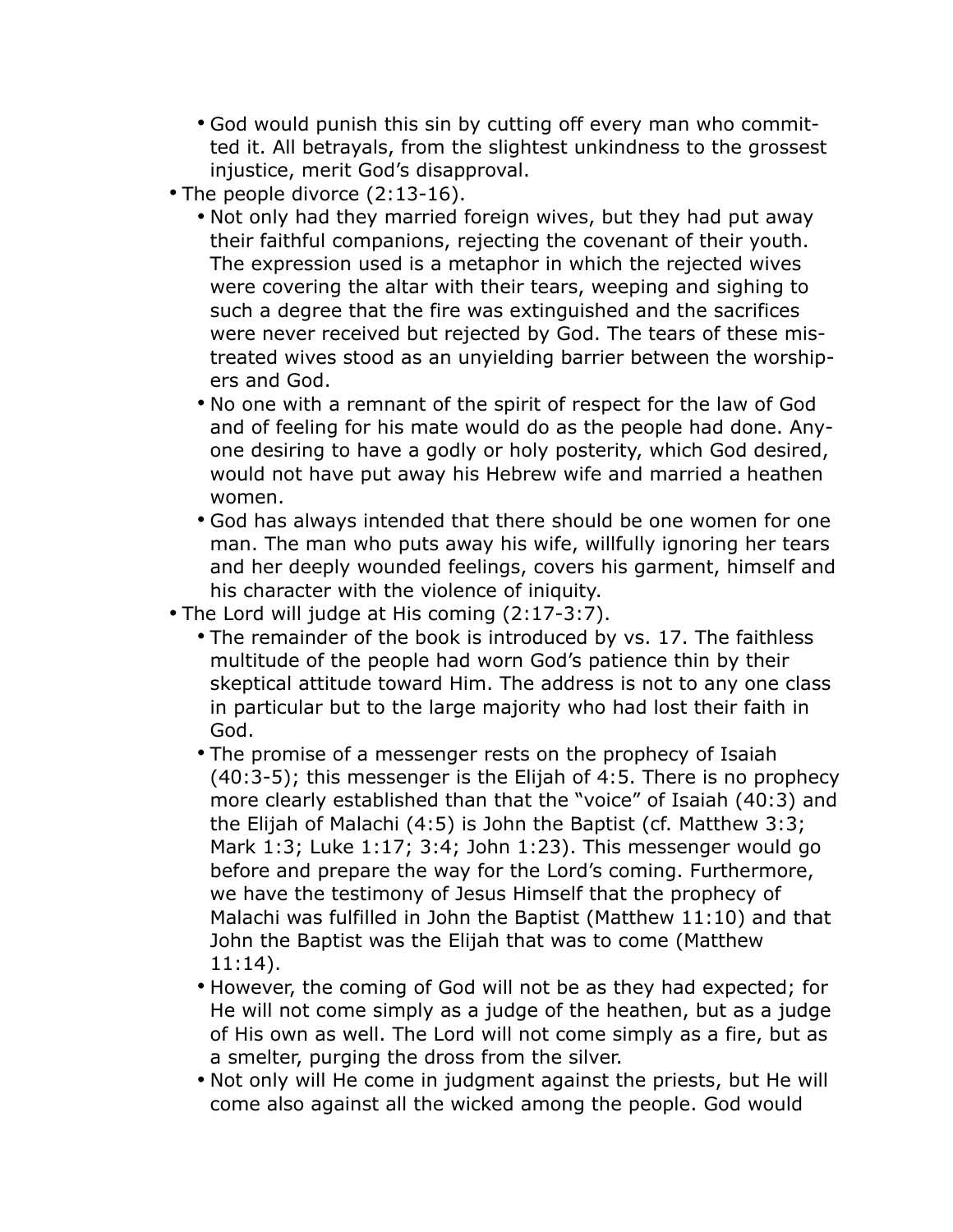- God would punish this sin by cutting off every man who committed it. All betrayals, from the slightest unkindness to the grossest injustice, merit God's disapproval.
- The people divorce (2:13-16).
  - Not only had they married foreign wives, but they had put away their faithful companions, rejecting the covenant of their youth. The expression used is a metaphor in which the rejected wives were covering the altar with their tears, weeping and sighing to such a degree that the fire was extinguished and the sacrifices were never received but rejected by God. The tears of these mistreated wives stood as an unyielding barrier between the worshipers and God.
  - No one with a remnant of the spirit of respect for the law of God and of feeling for his mate would do as the people had done. Anyone desiring to have a godly or holy posterity, which God desired, would not have put away his Hebrew wife and married a heathen women.
  - God has always intended that there should be one women for one man. The man who puts away his wife, willfully ignoring her tears and her deeply wounded feelings, covers his garment, himself and his character with the violence of iniquity.
- The Lord will judge at His coming (2:17-3:7).
  - The remainder of the book is introduced by vs. 17. The faithless multitude of the people had worn God's patience thin by their skeptical attitude toward Him. The address is not to any one class in particular but to the large majority who had lost their faith in God.
  - The promise of a messenger rests on the prophecy of Isaiah (40:3-5); this messenger is the Elijah of 4:5. There is no prophecy more clearly established than that the "voice" of Isaiah (40:3) and the Elijah of Malachi (4:5) is John the Baptist (cf. Matthew 3:3; Mark 1:3; Luke 1:17; 3:4; John 1:23). This messenger would go before and prepare the way for the Lord's coming. Furthermore, we have the testimony of Jesus Himself that the prophecy of Malachi was fulfilled in John the Baptist (Matthew 11:10) and that John the Baptist was the Elijah that was to come (Matthew 11:14).
  - However, the coming of God will not be as they had expected; for He will not come simply as a judge of the heathen, but as a judge of His own as well. The Lord will not come simply as a fire, but as a smelter, purging the dross from the silver.
  - Not only will He come in judgment against the priests, but He will come also against all the wicked among the people. God would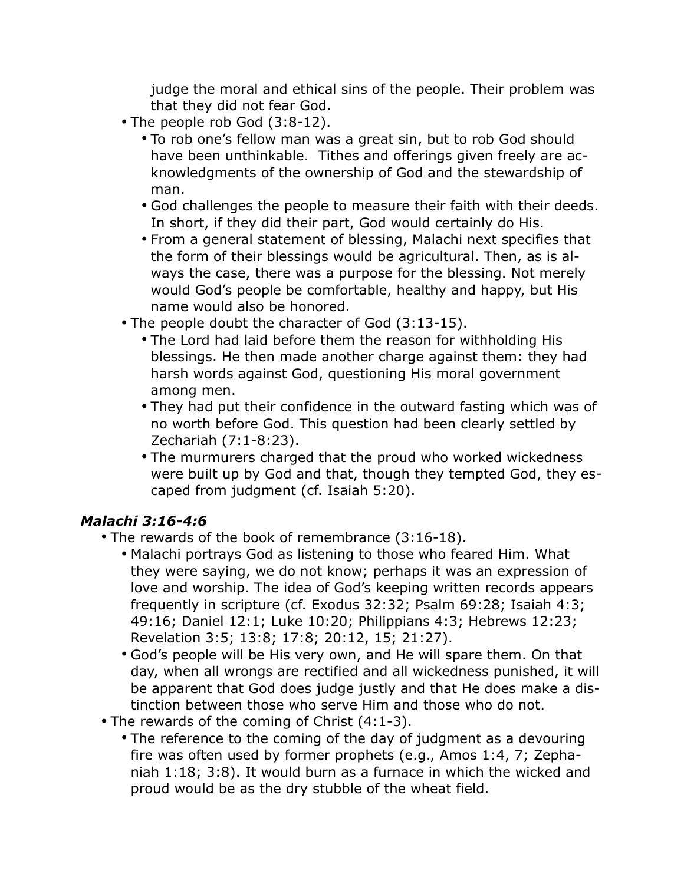judge the moral and ethical sins of the people. Their problem was that they did not fear God.

- The people rob God (3:8-12).
  - To rob one's fellow man was a great sin, but to rob God should have been unthinkable.  Tithes and offerings given freely are acknowledgments of the ownership of God and the stewardship of man.
  - God challenges the people to measure their faith with their deeds. In short, if they did their part, God would certainly do His.
  - From a general statement of blessing, Malachi next specifies that the form of their blessings would be agricultural. Then, as is always the case, there was a purpose for the blessing. Not merely would God's people be comfortable, healthy and happy, but His name would also be honored.
- The people doubt the character of God (3:13-15).
  - The Lord had laid before them the reason for withholding His blessings. He then made another charge against them: they had harsh words against God, questioning His moral government among men.
  - They had put their confidence in the outward fasting which was of no worth before God. This question had been clearly settled by Zechariah (7:1-8:23).
  - The murmurers charged that the proud who worked wickedness were built up by God and that, though they tempted God, they escaped from judgment (cf. Isaiah 5:20).

***Malachi 3:16-4:6***

- The rewards of the book of remembrance (3:16-18).
  - Malachi portrays God as listening to those who feared Him. What they were saying, we do not know; perhaps it was an expression of love and worship. The idea of God's keeping written records appears frequently in scripture (cf. Exodus 32:32; Psalm 69:28; Isaiah 4:3; 49:16; Daniel 12:1; Luke 10:20; Philippians 4:3; Hebrews 12:23; Revelation 3:5; 13:8; 17:8; 20:12, 15; 21:27).
  - God's people will be His very own, and He will spare them. On that day, when all wrongs are rectified and all wickedness punished, it will be apparent that God does judge justly and that He does make a distinction between those who serve Him and those who do not.
- The rewards of the coming of Christ (4:1-3).
  - The reference to the coming of the day of judgment as a devouring fire was often used by former prophets (e.g., Amos 1:4, 7; Zephaniah 1:18; 3:8). It would burn as a furnace in which the wicked and proud would be as the dry stubble of the wheat field.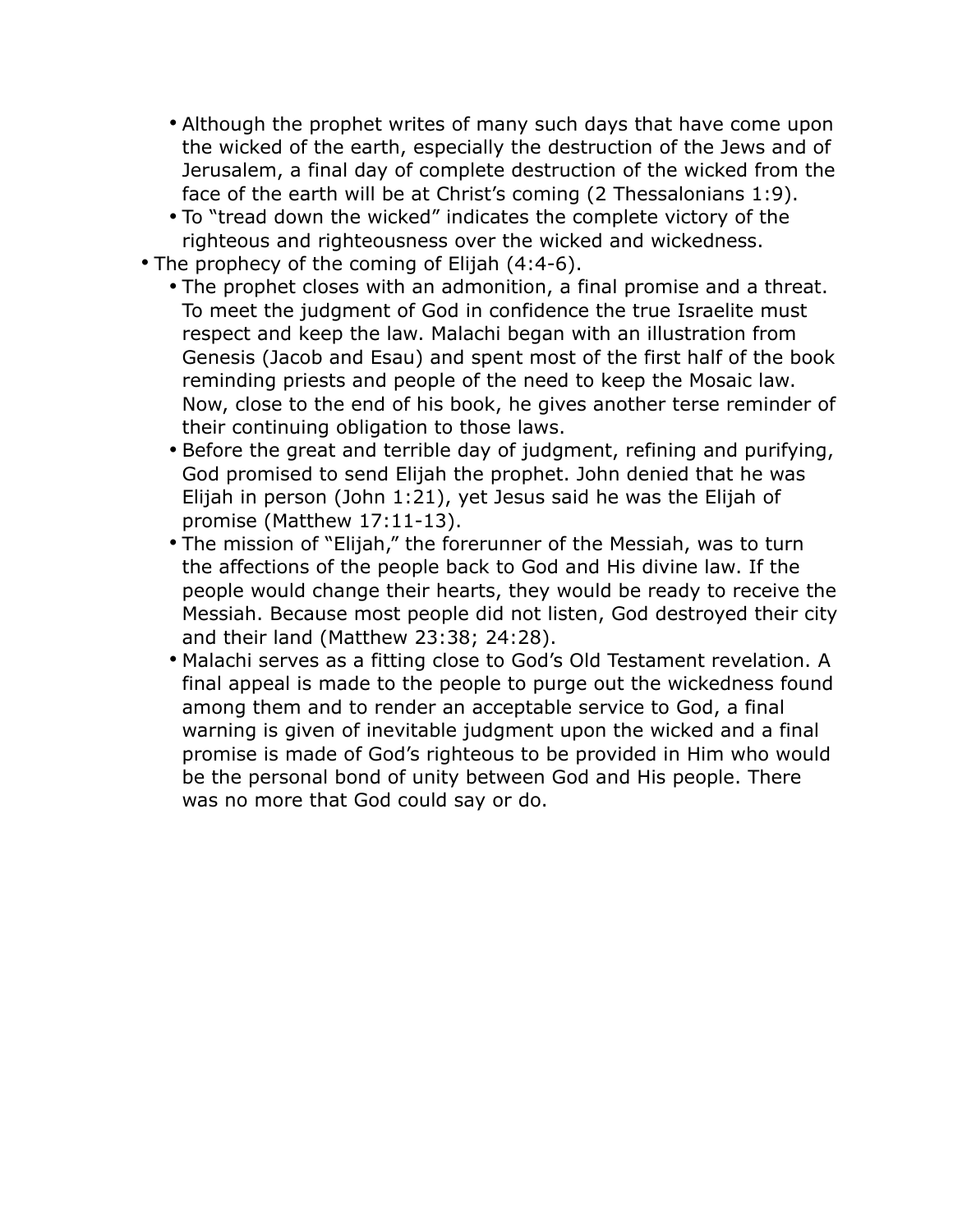- Although the prophet writes of many such days that have come upon the wicked of the earth, especially the destruction of the Jews and of Jerusalem, a final day of complete destruction of the wicked from the face of the earth will be at Christ's coming (2 Thessalonians 1:9).
  - To "tread down the wicked" indicates the complete victory of the righteous and righteousness over the wicked and wickedness.
- The prophecy of the coming of Elijah (4:4-6).
  - The prophet closes with an admonition, a final promise and a threat. To meet the judgment of God in confidence the true Israelite must respect and keep the law. Malachi began with an illustration from Genesis (Jacob and Esau) and spent most of the first half of the book reminding priests and people of the need to keep the Mosaic law. Now, close to the end of his book, he gives another terse reminder of their continuing obligation to those laws.
  - Before the great and terrible day of judgment, refining and purifying, God promised to send Elijah the prophet. John denied that he was Elijah in person (John 1:21), yet Jesus said he was the Elijah of promise (Matthew 17:11-13).
  - The mission of "Elijah," the forerunner of the Messiah, was to turn the affections of the people back to God and His divine law. If the people would change their hearts, they would be ready to receive the Messiah. Because most people did not listen, God destroyed their city and their land (Matthew 23:38; 24:28).
  - Malachi serves as a fitting close to God's Old Testament revelation. A final appeal is made to the people to purge out the wickedness found among them and to render an acceptable service to God, a final warning is given of inevitable judgment upon the wicked and a final promise is made of God's righteous to be provided in Him who would be the personal bond of unity between God and His people. There was no more that God could say or do.